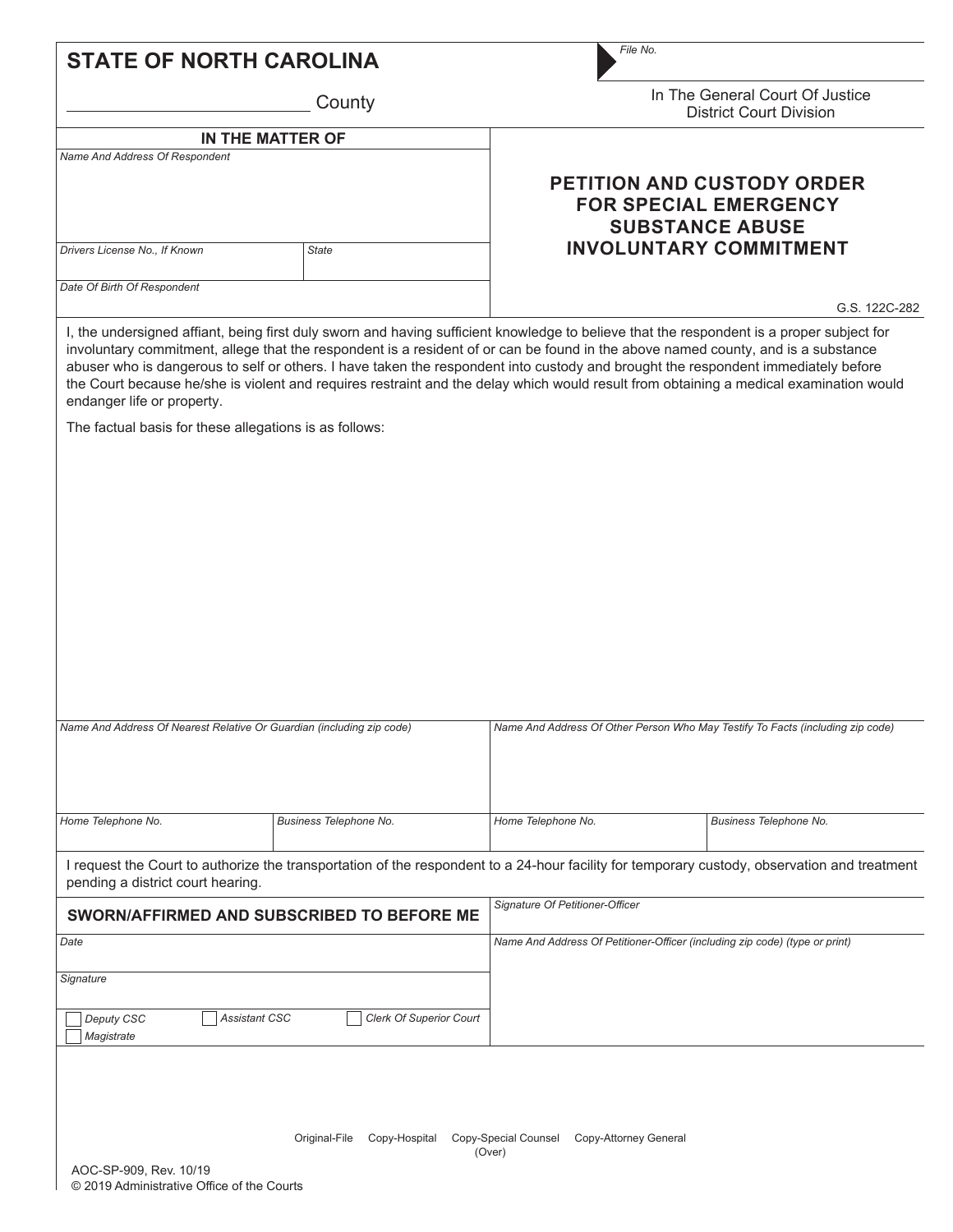# STATE OF NORTH CAROLINA

_________________________ County

File No.

In The General Court Of Justice
District Court Division

**IN THE MATTER OF**

*Name And Address Of Respondent*

| *Drivers License No., If Known* | *State* |
| --- | --- |
| | |

*Date Of Birth Of Respondent*

## PETITION AND CUSTODY ORDER FOR SPECIAL EMERGENCY SUBSTANCE ABUSE INVOLUNTARY COMMITMENT

G.S. 122C-282

I, the undersigned affiant, being first duly sworn and having sufficient knowledge to believe that the respondent is a proper subject for involuntary commitment, allege that the respondent is a resident of or can be found in the above named county, and is a substance abuser who is dangerous to self or others. I have taken the respondent into custody and brought the respondent immediately before the Court because he/she is violent and requires restraint and the delay which would result from obtaining a medical examination would endanger life or property.

The factual basis for these allegations is as follows:

| *Name And Address Of Nearest Relative Or Guardian (including zip code)* | | *Name And Address Of Other Person Who May Testify To Facts (including zip code)* | |
| --- | --- | --- | --- |
| *Home Telephone No.* | *Business Telephone No.* | *Home Telephone No.* | *Business Telephone No.* |

I request the Court to authorize the transportation of the respondent to a 24-hour facility for temporary custody, observation and treatment pending a district court hearing.

| **SWORN/AFFIRMED AND SUBSCRIBED TO BEFORE ME** | *Signature Of Petitioner-Officer* |
| --- | --- |
| *Date* | *Name And Address Of Petitioner-Officer (including zip code) (type or print)* |
| *Signature* | |
| ☐ Deputy CSC ☐ Assistant CSC ☐ Clerk Of Superior Court ☐ Magistrate | |

Original-File Copy-Hospital Copy-Special Counsel Copy-Attorney General

(Over)

AOC-SP-909, Rev. 10/19
© 2019 Administrative Office of the Courts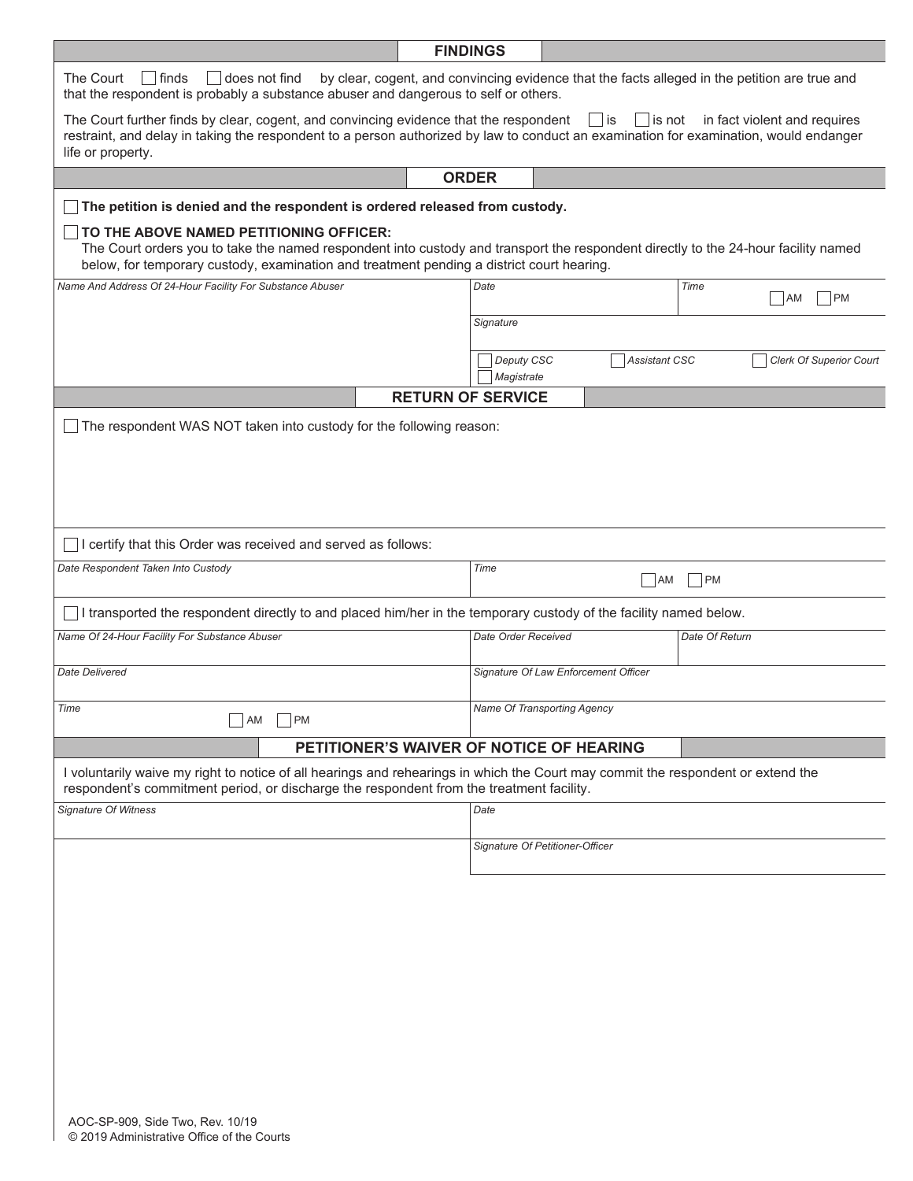## FINDINGS

The Court ☐ finds ☐ does not find by clear, cogent, and convincing evidence that the facts alleged in the petition are true and that the respondent is probably a substance abuser and dangerous to self or others.

The Court further finds by clear, cogent, and convincing evidence that the respondent ☐ is ☐ is not in fact violent and requires restraint, and delay in taking the respondent to a person authorized by law to conduct an examination for examination, would endanger life or property.

## ORDER

☐ **The petition is denied and the respondent is ordered released from custody.**

☐ **TO THE ABOVE NAMED PETITIONING OFFICER:**
The Court orders you to take the named respondent into custody and transport the respondent directly to the 24-hour facility named below, for temporary custody, examination and treatment pending a district court hearing.

| | | |
|---|---|---|
| *Name And Address Of 24-Hour Facility For Substance Abuser* | *Date* | *Time* ☐ AM ☐ PM |
| | *Signature* | |
| | ☐ *Deputy CSC* ☐ *Magistrate* ☐ *Assistant CSC* | ☐ *Clerk Of Superior Court* |

## RETURN OF SERVICE

☐ The respondent WAS NOT taken into custody for the following reason:

☐ I certify that this Order was received and served as follows:

| | |
|---|---|
| *Date Respondent Taken Into Custody* | *Time* ☐ AM ☐ PM |

☐ I transported the respondent directly to and placed him/her in the temporary custody of the facility named below.

| | | |
|---|---|---|
| *Name Of 24-Hour Facility For Substance Abuser* | *Date Order Received* | *Date Of Return* |
| *Date Delivered* | *Signature Of Law Enforcement Officer* | |
| *Time* ☐ AM ☐ PM | *Name Of Transporting Agency* | |

## PETITIONER'S WAIVER OF NOTICE OF HEARING

I voluntarily waive my right to notice of all hearings and rehearings in which the Court may commit the respondent or extend the respondent's commitment period, or discharge the respondent from the treatment facility.

| | |
|---|---|
| *Signature Of Witness* | *Date* |
| | *Signature Of Petitioner-Officer* |

AOC-SP-909, Side Two, Rev. 10/19
© 2019 Administrative Office of the Courts